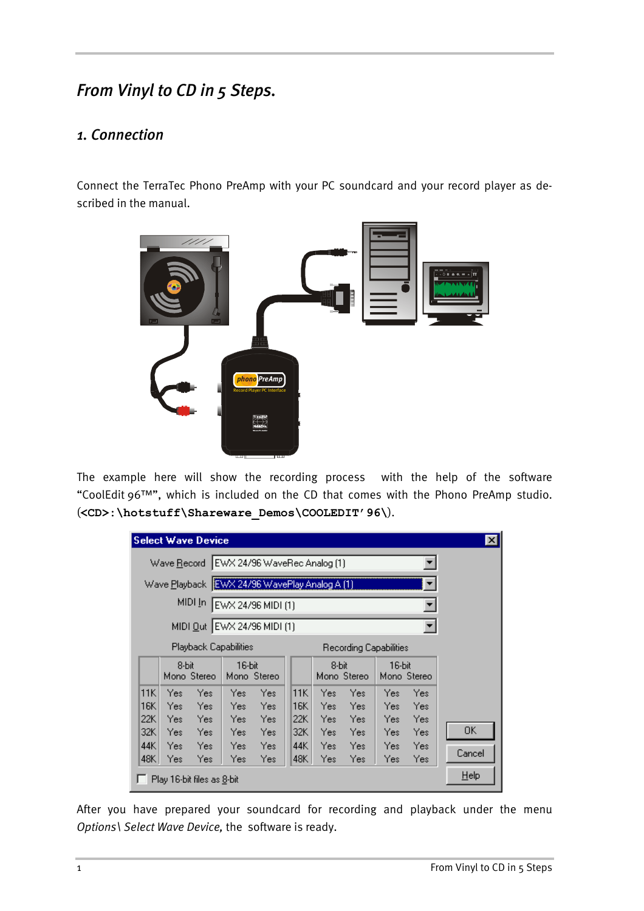# *From Vinyl to CD in 5 Steps.*

## *1. Connection*

Connect the TerraTec Phono PreAmp with your PC soundcard and your record player as described in the manual.

The example here will show the recording process with the help of the software “CoolEdit 96™”, which is included on the CD that comes with the Phono PreAmp studio. (**<CD>:\hotstuff\Shareware_Demos\COOLEDIT'96\**).

After you have prepared your soundcard for recording and playback under the menu *Options\ Select Wave Device,* the software is ready.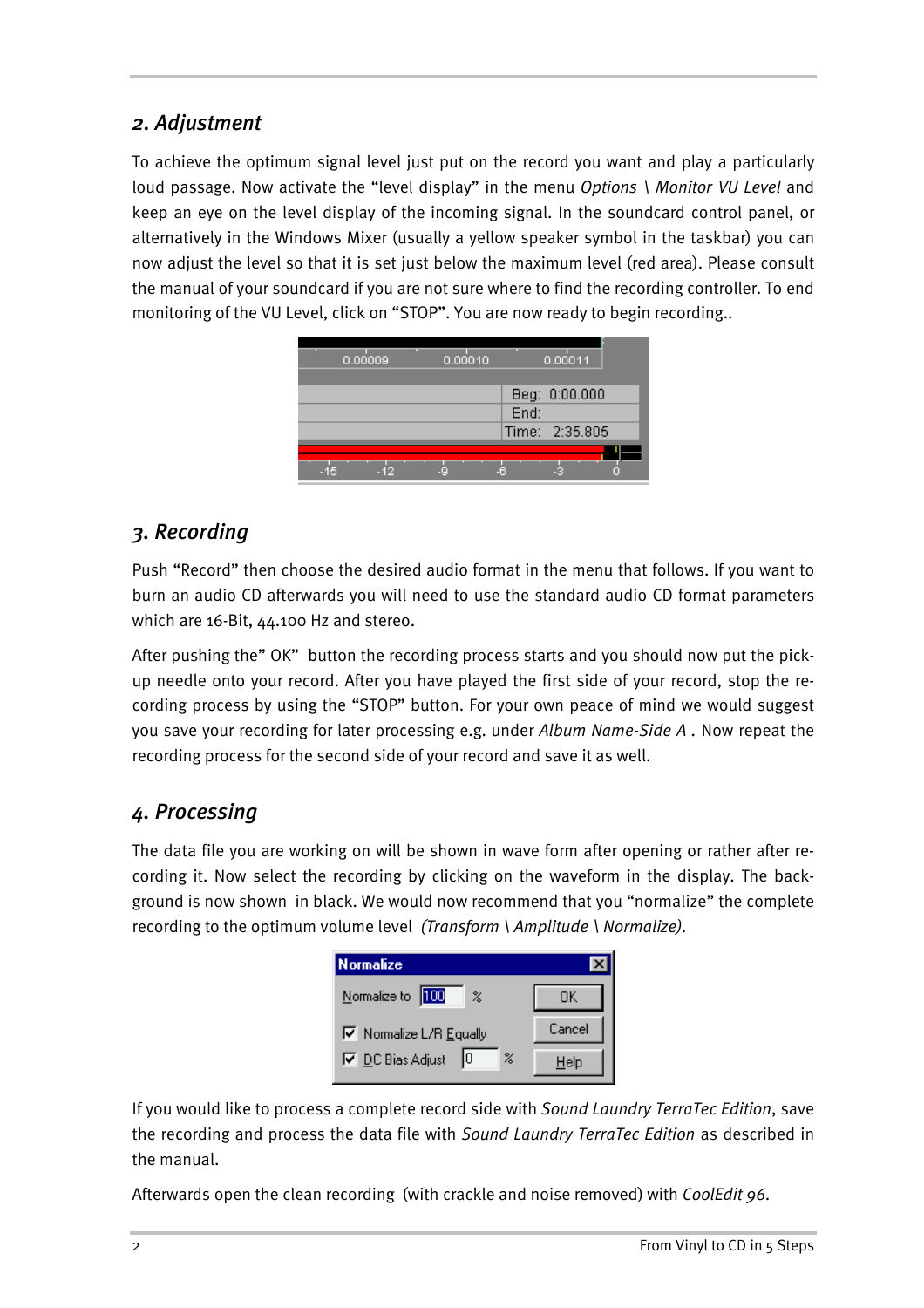## 2. Adjustment

To achieve the optimum signal level just put on the record you want and play a particularly loud passage. Now activate the "level display" in the menu *Options \ Monitor VU Level* and keep an eye on the level display of the incoming signal. In the soundcard control panel, or alternatively in the Windows Mixer (usually a yellow speaker symbol in the taskbar) you can now adjust the level so that it is set just below the maximum level (red area). Please consult the manual of your soundcard if you are not sure where to find the recording controller. To end monitoring of the VU Level, click on "STOP". You are now ready to begin recording..

## 3. Recording

Push "Record" then choose the desired audio format in the menu that follows. If you want to burn an audio CD afterwards you will need to use the standard audio CD format parameters which are 16-Bit, 44.100 Hz and stereo.

After pushing the" OK" button the recording process starts and you should now put the pick-up needle onto your record. After you have played the first side of your record, stop the recording process by using the "STOP" button. For your own peace of mind we would suggest you save your recording for later processing e.g. under *Album Name-Side A* . Now repeat the recording process for the second side of your record and save it as well.

## 4. Processing

The data file you are working on will be shown in wave form after opening or rather after recording it. Now select the recording by clicking on the waveform in the display. The background is now shown in black. We would now recommend that you "normalize" the complete recording to the optimum volume level *(Transform \ Amplitude \ Normalize)*.

If you would like to process a complete record side with *Sound Laundry TerraTec Edition*, save the recording and process the data file with *Sound Laundry TerraTec Edition* as described in the manual.

Afterwards open the clean recording (with crackle and noise removed) with *CoolEdit 96*.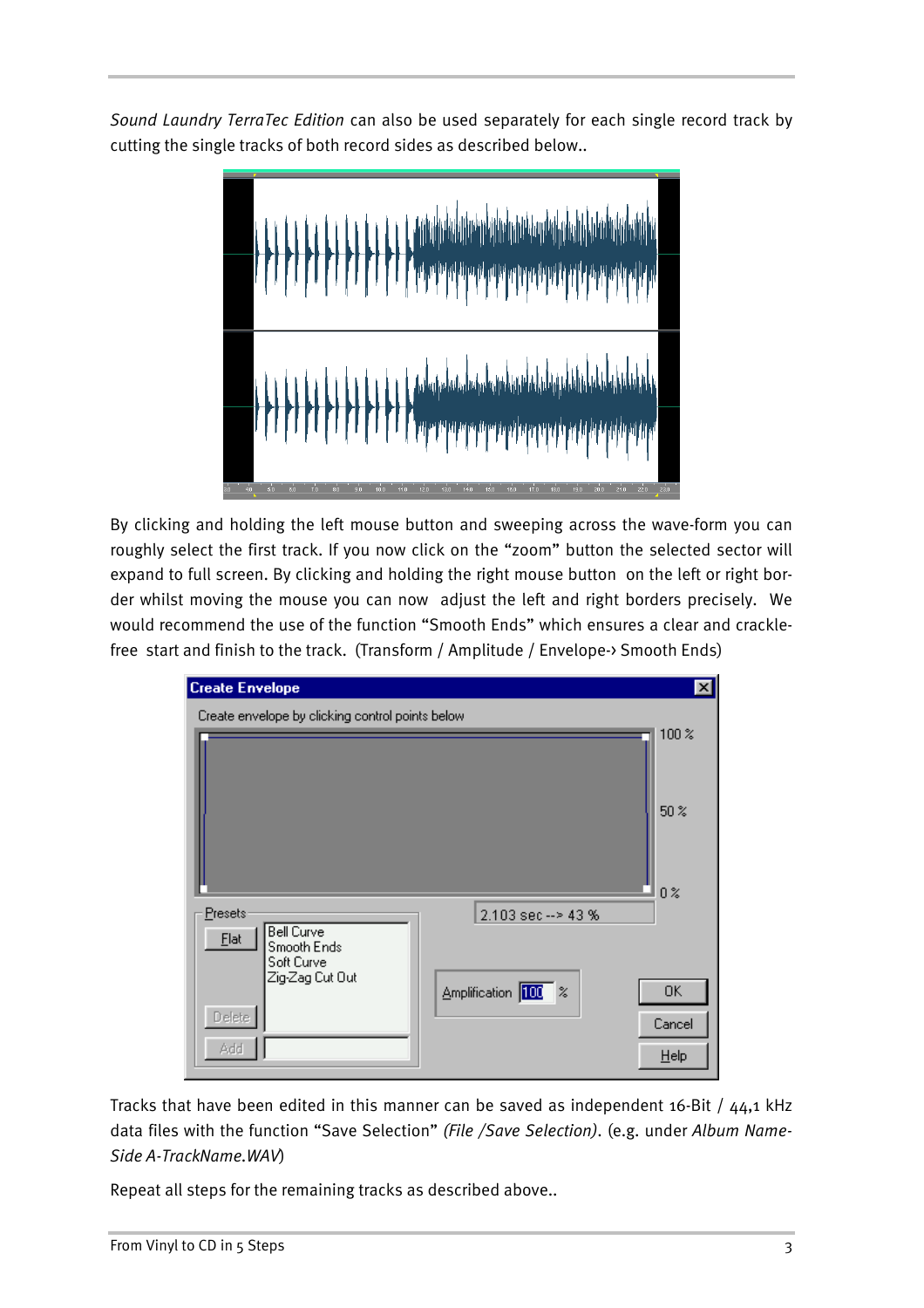*Sound Laundry TerraTec Edition* can also be used separately for each single record track by cutting the single tracks of both record sides as described below..

By clicking and holding the left mouse button and sweeping across the wave-form you can roughly select the first track. If you now click on the “zoom” button the selected sector will expand to full screen. By clicking and holding the right mouse button on the left or right border whilst moving the mouse you can now adjust the left and right borders precisely. We would recommend the use of the function “Smooth Ends” which ensures a clear and crackle-free start and finish to the track. (Transform / Amplitude / Envelope-› Smooth Ends)

Tracks that have been edited in this manner can be saved as independent 16-Bit / 44,1 kHz data files with the function “Save Selection” *(File /Save Selection)*. (e.g. under *Album Name-Side A-TrackName.WAV*)

Repeat all steps for the remaining tracks as described above..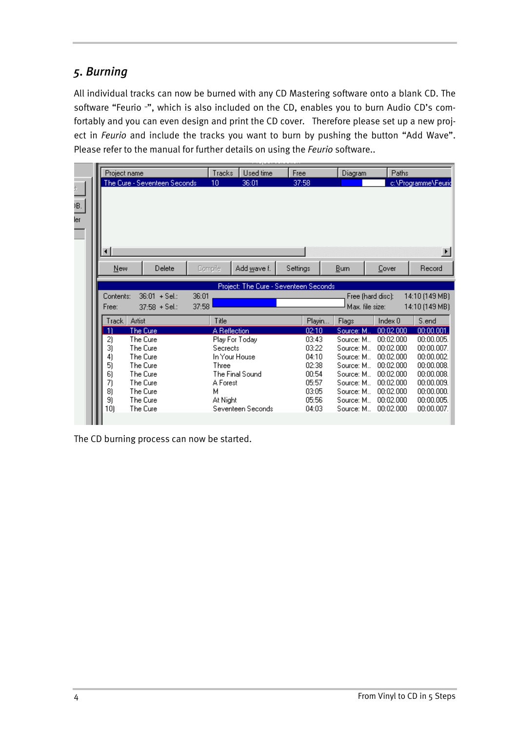## 5. Burning

All individual tracks can now be burned with any CD Mastering software onto a blank CD. The software "Feurio ", which is also included on the CD, enables you to burn Audio CD's comfortably and you can even design and print the CD cover. Therefore please set up a new project in *Feurio* and include the tracks you want to burn by pushing the button "Add Wave". Please refer to the manual for further details on using the *Feurio* software..

The CD burning process can now be started.